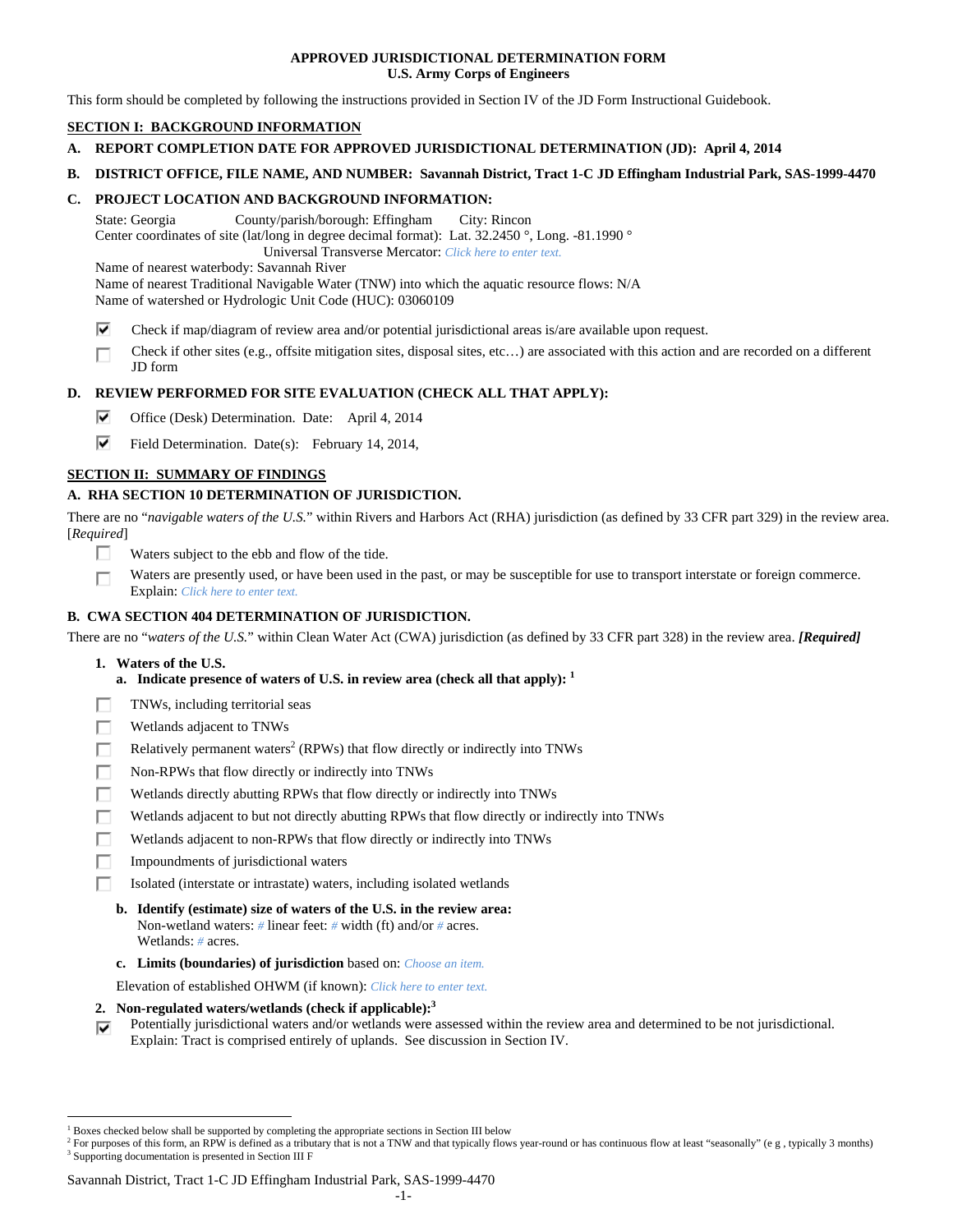# APPROVED JURISDICTIONAL DETERMINATION FORM
## U.S. Army Corps of Engineers

This form should be completed by following the instructions provided in Section IV of the JD Form Instructional Guidebook.

## SECTION I: BACKGROUND INFORMATION

**A. REPORT COMPLETION DATE FOR APPROVED JURISDICTIONAL DETERMINATION (JD): April 4, 2014**

**B. DISTRICT OFFICE, FILE NAME, AND NUMBER: Savannah District, Tract 1-C JD Effingham Industrial Park, SAS-1999-4470**

**C. PROJECT LOCATION AND BACKGROUND INFORMATION:**

State: Georgia County/parish/borough: Effingham City: Rincon
Center coordinates of site (lat/long in degree decimal format): Lat. 32.2450 °, Long. -81.1990 °
Universal Transverse Mercator: *Click here to enter text.*
Name of nearest waterbody: Savannah River
Name of nearest Traditional Navigable Water (TNW) into which the aquatic resource flows: N/A
Name of watershed or Hydrologic Unit Code (HUC): 03060109

- [x] Check if map/diagram of review area and/or potential jurisdictional areas is/are available upon request.
- [ ] Check if other sites (e.g., offsite mitigation sites, disposal sites, etc…) are associated with this action and are recorded on a different JD form

**D. REVIEW PERFORMED FOR SITE EVALUATION (CHECK ALL THAT APPLY):**

- [x] Office (Desk) Determination. Date: April 4, 2014
- [x] Field Determination. Date(s): February 14, 2014,

## SECTION II: SUMMARY OF FINDINGS

**A. RHA SECTION 10 DETERMINATION OF JURISDICTION.**

There are no "*navigable waters of the U.S.*" within Rivers and Harbors Act (RHA) jurisdiction (as defined by 33 CFR part 329) in the review area. [*Required*]

- [ ] Waters subject to the ebb and flow of the tide.
- [ ] Waters are presently used, or have been used in the past, or may be susceptible for use to transport interstate or foreign commerce. Explain: *Click here to enter text.*

**B. CWA SECTION 404 DETERMINATION OF JURISDICTION.**

There are no "*waters of the U.S.*" within Clean Water Act (CWA) jurisdiction (as defined by 33 CFR part 328) in the review area. ***[Required]***

**1. Waters of the U.S.**

**a. Indicate presence of waters of U.S. in review area (check all that apply):** [1]

- [ ] TNWs, including territorial seas
- [ ] Wetlands adjacent to TNWs
- [ ] Relatively permanent waters[2] (RPWs) that flow directly or indirectly into TNWs
- [ ] Non-RPWs that flow directly or indirectly into TNWs
- [ ] Wetlands directly abutting RPWs that flow directly or indirectly into TNWs
- [ ] Wetlands adjacent to but not directly abutting RPWs that flow directly or indirectly into TNWs
- [ ] Wetlands adjacent to non-RPWs that flow directly or indirectly into TNWs
- [ ] Impoundments of jurisdictional waters
- [ ] Isolated (interstate or intrastate) waters, including isolated wetlands

**b. Identify (estimate) size of waters of the U.S. in the review area:**
Non-wetland waters: *#* linear feet: *#* width (ft) and/or *#* acres.
Wetlands: *#* acres.

**c. Limits (boundaries) of jurisdiction** based on: *Choose an item.*

Elevation of established OHWM (if known): *Click here to enter text.*

**2. Non-regulated waters/wetlands (check if applicable):**[3]

- [x] Potentially jurisdictional waters and/or wetlands were assessed within the review area and determined to be not jurisdictional. Explain: Tract is comprised entirely of uplands. See discussion in Section IV.

---

[1] Boxes checked below shall be supported by completing the appropriate sections in Section III below
[2] For purposes of this form, an RPW is defined as a tributary that is not a TNW and that typically flows year-round or has continuous flow at least "seasonally" (e g , typically 3 months)
[3] Supporting documentation is presented in Section III F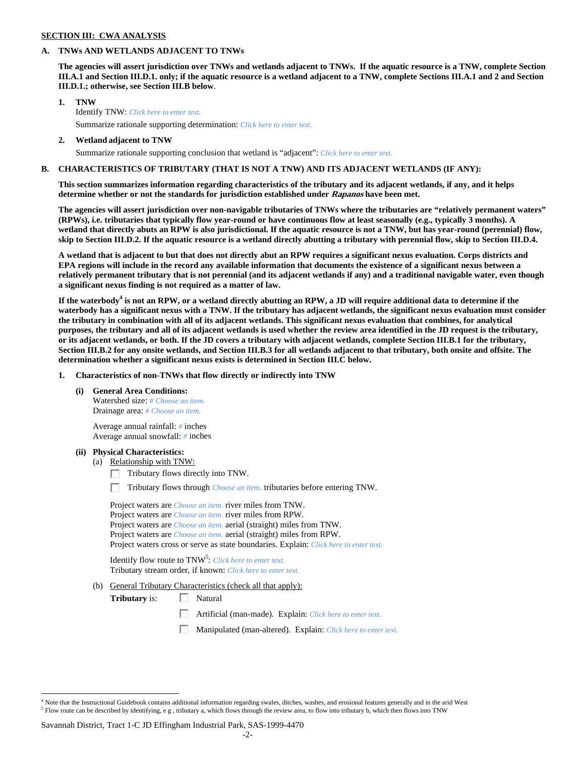## SECTION III: CWA ANALYSIS

### A. TNWs AND WETLANDS ADJACENT TO TNWs

**The agencies will assert jurisdiction over TNWs and wetlands adjacent to TNWs. If the aquatic resource is a TNW, complete Section III.A.1 and Section III.D.1. only; if the aquatic resource is a wetland adjacent to a TNW, complete Sections III.A.1 and 2 and Section III.D.1.; otherwise, see Section III.B below**.

1. **TNW**
   Identify TNW: *Click here to enter text.*
   Summarize rationale supporting determination: *Click here to enter text.*

2. **Wetland adjacent to TNW**
   Summarize rationale supporting conclusion that wetland is "adjacent": *Click here to enter text.*

### B. CHARACTERISTICS OF TRIBUTARY (THAT IS NOT A TNW) AND ITS ADJACENT WETLANDS (IF ANY):

**This section summarizes information regarding characteristics of the tributary and its adjacent wetlands, if any, and it helps determine whether or not the standards for jurisdiction established under *Rapanos* have been met.**

**The agencies will assert jurisdiction over non-navigable tributaries of TNWs where the tributaries are "relatively permanent waters" (RPWs), i.e. tributaries that typically flow year-round or have continuous flow at least seasonally (e.g., typically 3 months). A wetland that directly abuts an RPW is also jurisdictional. If the aquatic resource is not a TNW, but has year-round (perennial) flow, skip to Section III.D.2. If the aquatic resource is a wetland directly abutting a tributary with perennial flow, skip to Section III.D.4.**

**A wetland that is adjacent to but that does not directly abut an RPW requires a significant nexus evaluation. Corps districts and EPA regions will include in the record any available information that documents the existence of a significant nexus between a relatively permanent tributary that is not perennial (and its adjacent wetlands if any) and a traditional navigable water, even though a significant nexus finding is not required as a matter of law.**

**If the waterbody[4] is not an RPW, or a wetland directly abutting an RPW, a JD will require additional data to determine if the waterbody has a significant nexus with a TNW. If the tributary has adjacent wetlands, the significant nexus evaluation must consider the tributary in combination with all of its adjacent wetlands. This significant nexus evaluation that combines, for analytical purposes, the tributary and all of its adjacent wetlands is used whether the review area identified in the JD request is the tributary, or its adjacent wetlands, or both. If the JD covers a tributary with adjacent wetlands, complete Section III.B.1 for the tributary, Section III.B.2 for any onsite wetlands, and Section III.B.3 for all wetlands adjacent to that tributary, both onsite and offsite. The determination whether a significant nexus exists is determined in Section III.C below.**

1. **Characteristics of non-TNWs that flow directly or indirectly into TNW**

   **(i) General Area Conditions:**
   Watershed size: *# Choose an item.*
   Drainage area: *# Choose an item.*

   Average annual rainfall: *#* inches
   Average annual snowfall: *#* inches

   **(ii) Physical Characteristics:**
   (a) Relationship with TNW:
   - ☐ Tributary flows directly into TNW.
   - ☐ Tributary flows through *Choose an item.* tributaries before entering TNW.

   Project waters are *Choose an item.* river miles from TNW.
   Project waters are *Choose an item.* river miles from RPW.
   Project waters are *Choose an item.* aerial (straight) miles from TNW.
   Project waters are *Choose an item.* aerial (straight) miles from RPW.
   Project waters cross or serve as state boundaries. Explain: *Click here to enter text.*

   Identify flow route to TNW[5]: *Click here to enter text.*
   Tributary stream order, if known: *Click here to enter text.*

   (b) General Tributary Characteristics (check all that apply):
   **Tributary** is:
   - ☐ Natural
   - ☐ Artificial (man-made). Explain: *Click here to enter text.*
   - ☐ Manipulated (man-altered). Explain: *Click here to enter text.*

---

[4] Note that the Instructional Guidebook contains additional information regarding swales, ditches, washes, and erosional features generally and in the arid West
[5] Flow route can be described by identifying, e g , tributary a, which flows through the review area, to flow into tributary b, which then flows into TNW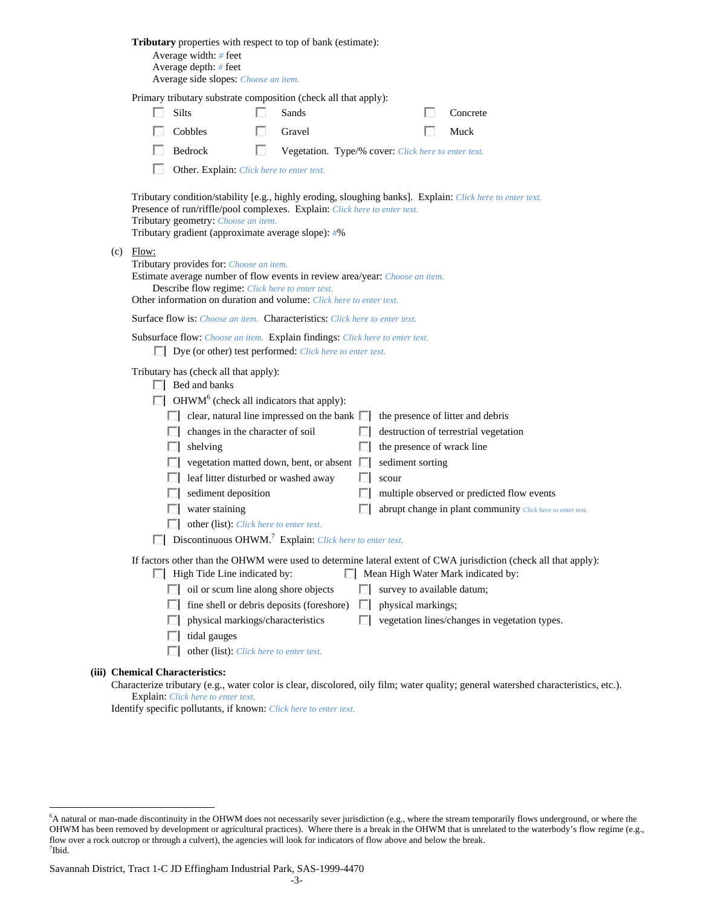**Tributary** properties with respect to top of bank (estimate):

Average width: # feet
Average depth: # feet
Average side slopes: Choose an item.

Primary tributary substrate composition (check all that apply):

- ☐ Silts
- ☐ Sands
- ☐ Concrete
- ☐ Cobbles
- ☐ Gravel
- ☐ Muck
- ☐ Bedrock
- ☐ Vegetation. Type/% cover: Click here to enter text.
- ☐ Other. Explain: Click here to enter text.

Tributary condition/stability [e.g., highly eroding, sloughing banks]. Explain: Click here to enter text.
Presence of run/riffle/pool complexes. Explain: Click here to enter text.
Tributary geometry: Choose an item.
Tributary gradient (approximate average slope): #%

(c) Flow:

Tributary provides for: Choose an item.
Estimate average number of flow events in review area/year: Choose an item.
Describe flow regime: Click here to enter text.
Other information on duration and volume: Click here to enter text.

Surface flow is: Choose an item. Characteristics: Click here to enter text.

Subsurface flow: Choose an item. Explain findings: Click here to enter text.

- ☐ Dye (or other) test performed: Click here to enter text.

Tributary has (check all that apply):

- ☐ Bed and banks
- ☐ OHWM[6] (check all indicators that apply):
  - ☐ clear, natural line impressed on the bank
  - ☐ changes in the character of soil
  - ☐ shelving
  - ☐ vegetation matted down, bent, or absent
  - ☐ leaf litter disturbed or washed away
  - ☐ sediment deposition
  - ☐ water staining
  - ☐ other (list): Click here to enter text.
  - ☐ the presence of litter and debris
  - ☐ destruction of terrestrial vegetation
  - ☐ the presence of wrack line
  - ☐ sediment sorting
  - ☐ scour
  - ☐ multiple observed or predicted flow events
  - ☐ abrupt change in plant community Click here to enter text.
- ☐ Discontinuous OHWM.[7] Explain: Click here to enter text.

If factors other than the OHWM were used to determine lateral extent of CWA jurisdiction (check all that apply):

- ☐ High Tide Line indicated by:
  - ☐ oil or scum line along shore objects
  - ☐ fine shell or debris deposits (foreshore)
  - ☐ physical markings/characteristics
  - ☐ tidal gauges
  - ☐ other (list): Click here to enter text.
- ☐ Mean High Water Mark indicated by:
  - ☐ survey to available datum;
  - ☐ physical markings;
  - ☐ vegetation lines/changes in vegetation types.

**(iii) Chemical Characteristics:**

Characterize tributary (e.g., water color is clear, discolored, oily film; water quality; general watershed characteristics, etc.).
Explain: Click here to enter text.
Identify specific pollutants, if known: Click here to enter text.

---

[6] A natural or man-made discontinuity in the OHWM does not necessarily sever jurisdiction (e.g., where the stream temporarily flows underground, or where the OHWM has been removed by development or agricultural practices). Where there is a break in the OHWM that is unrelated to the waterbody's flow regime (e.g., flow over a rock outcrop or through a culvert), the agencies will look for indicators of flow above and below the break.
[7] Ibid.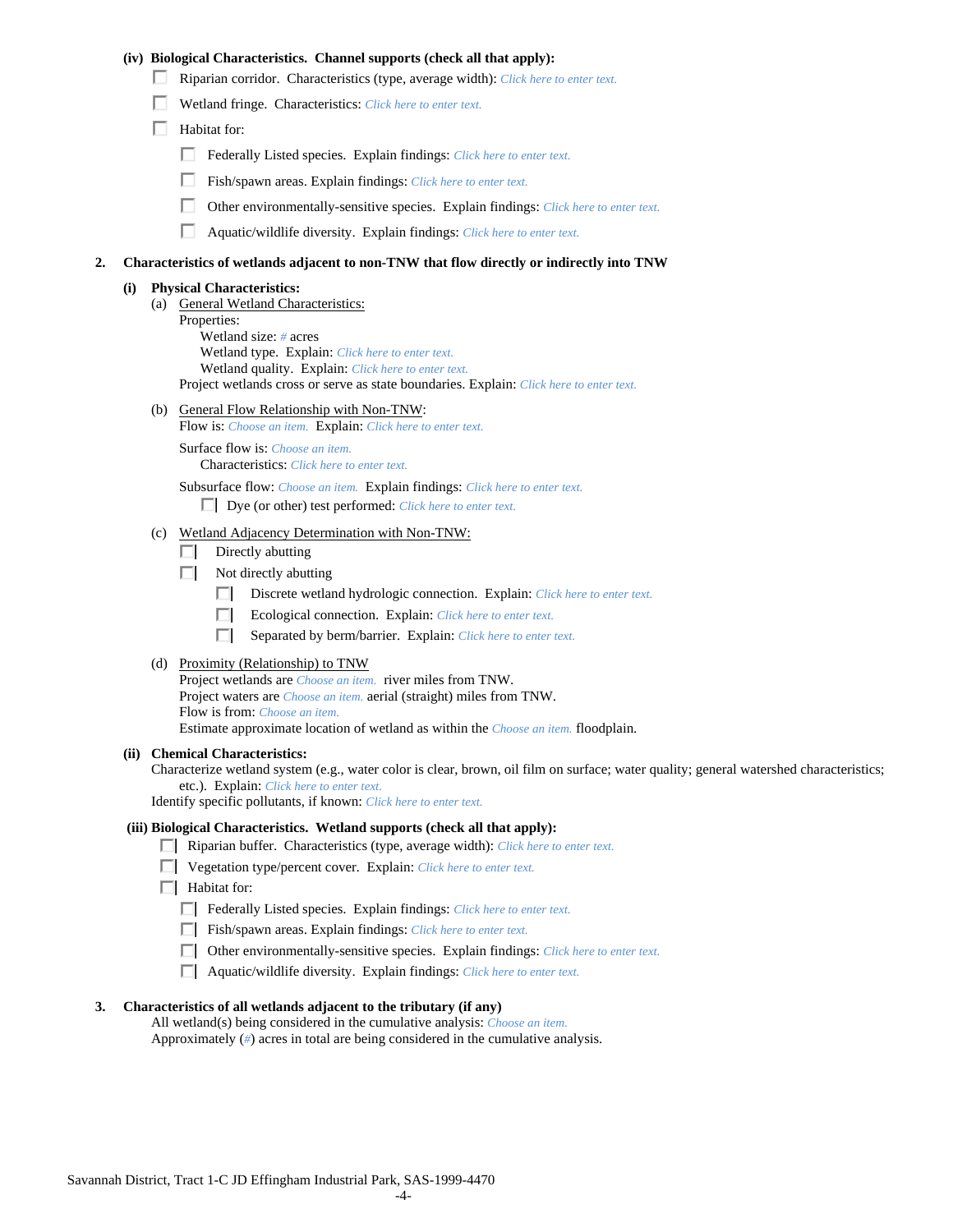**(iv) Biological Characteristics. Channel supports (check all that apply):**

- ☐ Riparian corridor. Characteristics (type, average width): *Click here to enter text.*
- ☐ Wetland fringe. Characteristics: *Click here to enter text.*
- ☐ Habitat for:
  - ☐ Federally Listed species. Explain findings: *Click here to enter text.*
  - ☐ Fish/spawn areas. Explain findings: *Click here to enter text.*
  - ☐ Other environmentally-sensitive species. Explain findings: *Click here to enter text.*
  - ☐ Aquatic/wildlife diversity. Explain findings: *Click here to enter text.*

**2. Characteristics of wetlands adjacent to non-TNW that flow directly or indirectly into TNW**

**(i) Physical Characteristics:**

(a) General Wetland Characteristics:

Properties:

Wetland size: *#* acres

Wetland type. Explain: *Click here to enter text.*

Wetland quality. Explain: *Click here to enter text.*

Project wetlands cross or serve as state boundaries. Explain: *Click here to enter text.*

(b) General Flow Relationship with Non-TNW:

Flow is: *Choose an item.* Explain: *Click here to enter text.*

Surface flow is: *Choose an item.*

Characteristics: *Click here to enter text.*

Subsurface flow: *Choose an item.* Explain findings: *Click here to enter text.*

☐ Dye (or other) test performed: *Click here to enter text.*

(c) Wetland Adjacency Determination with Non-TNW:

- ☐ Directly abutting
- ☐ Not directly abutting
  - ☐ Discrete wetland hydrologic connection. Explain: *Click here to enter text.*
  - ☐ Ecological connection. Explain: *Click here to enter text.*
  - ☐ Separated by berm/barrier. Explain: *Click here to enter text.*

(d) Proximity (Relationship) to TNW

Project wetlands are *Choose an item.* river miles from TNW.

Project waters are *Choose an item.* aerial (straight) miles from TNW.

Flow is from: *Choose an item.*

Estimate approximate location of wetland as within the *Choose an item.* floodplain.

**(ii) Chemical Characteristics:**

Characterize wetland system (e.g., water color is clear, brown, oil film on surface; water quality; general watershed characteristics; etc.). Explain: *Click here to enter text.*

Identify specific pollutants, if known: *Click here to enter text.*

**(iii) Biological Characteristics. Wetland supports (check all that apply):**

- ☐ Riparian buffer. Characteristics (type, average width): *Click here to enter text.*
- ☐ Vegetation type/percent cover. Explain: *Click here to enter text.*
- ☐ Habitat for:
  - ☐ Federally Listed species. Explain findings: *Click here to enter text.*
  - ☐ Fish/spawn areas. Explain findings: *Click here to enter text.*
  - ☐ Other environmentally-sensitive species. Explain findings: *Click here to enter text.*
  - ☐ Aquatic/wildlife diversity. Explain findings: *Click here to enter text.*

**3. Characteristics of all wetlands adjacent to the tributary (if any)**

All wetland(s) being considered in the cumulative analysis: *Choose an item.*

Approximately (*#*) acres in total are being considered in the cumulative analysis.

Savannah District, Tract 1-C JD Effingham Industrial Park, SAS-1999-4470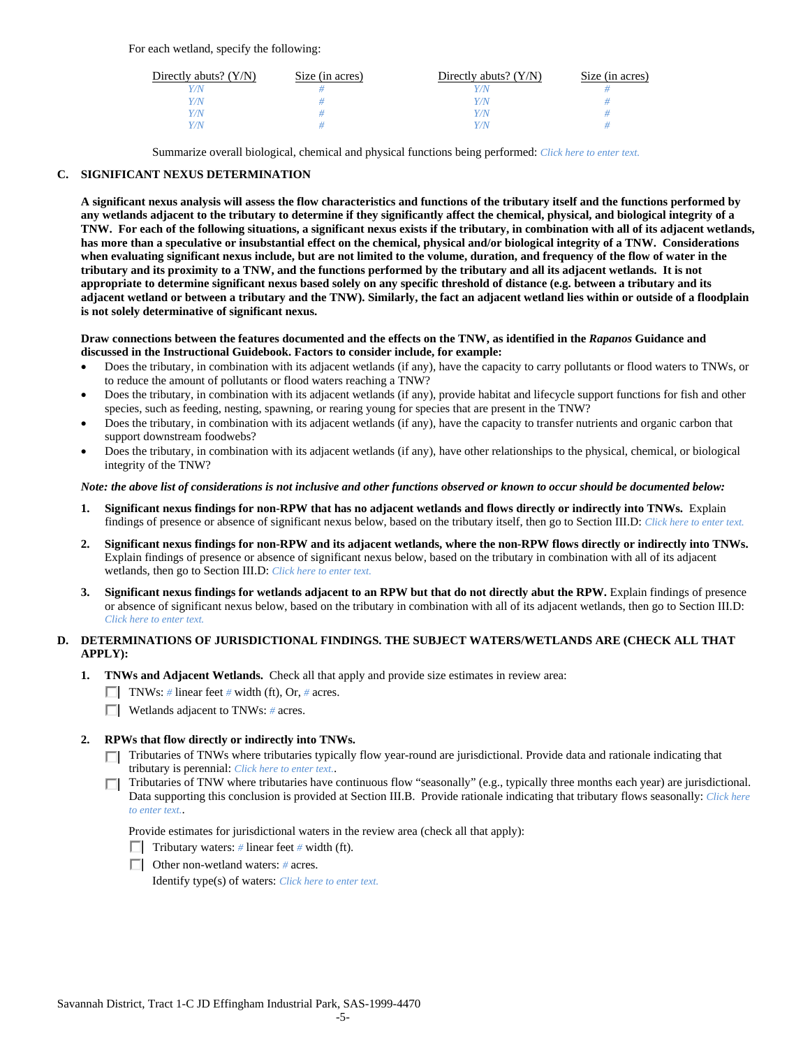For each wetland, specify the following:

| Directly abuts? (Y/N) | Size (in acres) | Directly abuts? (Y/N) | Size (in acres) |
|---|---|---|---|
| Y/N | # | Y/N | # |
| Y/N | # | Y/N | # |
| Y/N | # | Y/N | # |
| Y/N | # | Y/N | # |

Summarize overall biological, chemical and physical functions being performed: Click here to enter text.

## C. SIGNIFICANT NEXUS DETERMINATION

**A significant nexus analysis will assess the flow characteristics and functions of the tributary itself and the functions performed by any wetlands adjacent to the tributary to determine if they significantly affect the chemical, physical, and biological integrity of a TNW. For each of the following situations, a significant nexus exists if the tributary, in combination with all of its adjacent wetlands, has more than a speculative or insubstantial effect on the chemical, physical and/or biological integrity of a TNW. Considerations when evaluating significant nexus include, but are not limited to the volume, duration, and frequency of the flow of water in the tributary and its proximity to a TNW, and the functions performed by the tributary and all its adjacent wetlands. It is not appropriate to determine significant nexus based solely on any specific threshold of distance (e.g. between a tributary and its adjacent wetland or between a tributary and the TNW). Similarly, the fact an adjacent wetland lies within or outside of a floodplain is not solely determinative of significant nexus.**

**Draw connections between the features documented and the effects on the TNW, as identified in the *Rapanos* Guidance and discussed in the Instructional Guidebook. Factors to consider include, for example:**

- Does the tributary, in combination with its adjacent wetlands (if any), have the capacity to carry pollutants or flood waters to TNWs, or to reduce the amount of pollutants or flood waters reaching a TNW?
- Does the tributary, in combination with its adjacent wetlands (if any), provide habitat and lifecycle support functions for fish and other species, such as feeding, nesting, spawning, or rearing young for species that are present in the TNW?
- Does the tributary, in combination with its adjacent wetlands (if any), have the capacity to transfer nutrients and organic carbon that support downstream foodwebs?
- Does the tributary, in combination with its adjacent wetlands (if any), have other relationships to the physical, chemical, or biological integrity of the TNW?

***Note: the above list of considerations is not inclusive and other functions observed or known to occur should be documented below:***

1. **Significant nexus findings for non-RPW that has no adjacent wetlands and flows directly or indirectly into TNWs.** Explain findings of presence or absence of significant nexus below, based on the tributary itself, then go to Section III.D: Click here to enter text.

2. **Significant nexus findings for non-RPW and its adjacent wetlands, where the non-RPW flows directly or indirectly into TNWs.** Explain findings of presence or absence of significant nexus below, based on the tributary in combination with all of its adjacent wetlands, then go to Section III.D: Click here to enter text.

3. **Significant nexus findings for wetlands adjacent to an RPW but that do not directly abut the RPW.** Explain findings of presence or absence of significant nexus below, based on the tributary in combination with all of its adjacent wetlands, then go to Section III.D: Click here to enter text.

## D. DETERMINATIONS OF JURISDICTIONAL FINDINGS. THE SUBJECT WATERS/WETLANDS ARE (CHECK ALL THAT APPLY):

1. **TNWs and Adjacent Wetlands.** Check all that apply and provide size estimates in review area:
   - ☐ TNWs: # linear feet # width (ft), Or, # acres.
   - ☐ Wetlands adjacent to TNWs: # acres.

2. **RPWs that flow directly or indirectly into TNWs.**
   - ☐ Tributaries of TNWs where tributaries typically flow year-round are jurisdictional. Provide data and rationale indicating that tributary is perennial: Click here to enter text..
   - ☐ Tributaries of TNW where tributaries have continuous flow "seasonally" (e.g., typically three months each year) are jurisdictional. Data supporting this conclusion is provided at Section III.B. Provide rationale indicating that tributary flows seasonally: Click here to enter text..

   Provide estimates for jurisdictional waters in the review area (check all that apply):
   - ☐ Tributary waters: # linear feet # width (ft).
   - ☐ Other non-wetland waters: # acres.

     Identify type(s) of waters: Click here to enter text.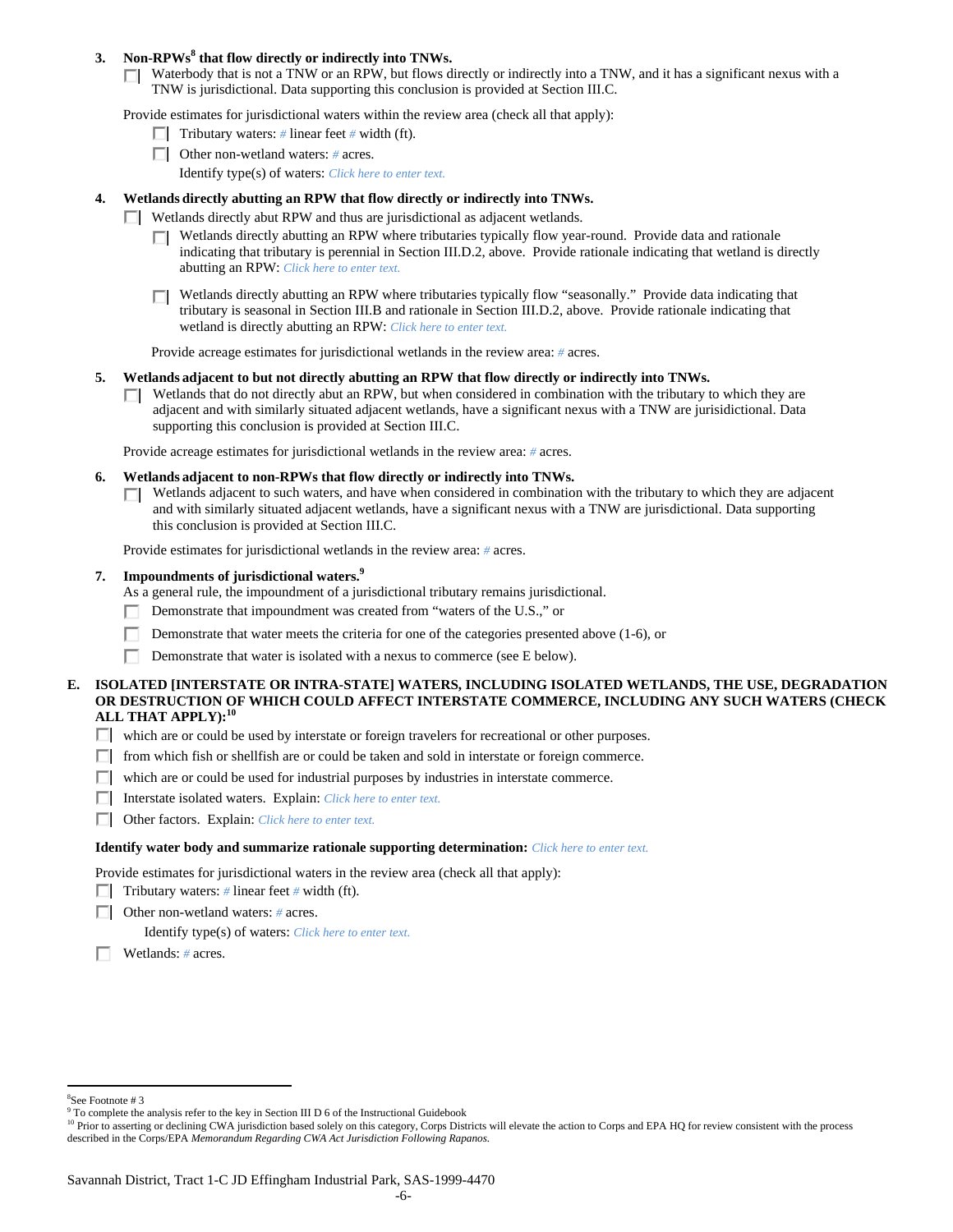**3. Non-RPWs[8] that flow directly or indirectly into TNWs.**

☐ Waterbody that is not a TNW or an RPW, but flows directly or indirectly into a TNW, and it has a significant nexus with a TNW is jurisdictional. Data supporting this conclusion is provided at Section III.C.

Provide estimates for jurisdictional waters within the review area (check all that apply):

- ☐ Tributary waters: # linear feet # width (ft).
- ☐ Other non-wetland waters: # acres.

  Identify type(s) of waters: *Click here to enter text.*

**4. Wetlands directly abutting an RPW that flow directly or indirectly into TNWs.**

☐ Wetlands directly abut RPW and thus are jurisdictional as adjacent wetlands.

- ☐ Wetlands directly abutting an RPW where tributaries typically flow year-round. Provide data and rationale indicating that tributary is perennial in Section III.D.2, above. Provide rationale indicating that wetland is directly abutting an RPW: *Click here to enter text.*

- ☐ Wetlands directly abutting an RPW where tributaries typically flow "seasonally." Provide data indicating that tributary is seasonal in Section III.B and rationale in Section III.D.2, above. Provide rationale indicating that wetland is directly abutting an RPW: *Click here to enter text.*

Provide acreage estimates for jurisdictional wetlands in the review area: # acres.

**5. Wetlands adjacent to but not directly abutting an RPW that flow directly or indirectly into TNWs.**

☐ Wetlands that do not directly abut an RPW, but when considered in combination with the tributary to which they are adjacent and with similarly situated adjacent wetlands, have a significant nexus with a TNW are jurisidictional. Data supporting this conclusion is provided at Section III.C.

Provide acreage estimates for jurisdictional wetlands in the review area: # acres.

**6. Wetlands adjacent to non-RPWs that flow directly or indirectly into TNWs.**

☐ Wetlands adjacent to such waters, and have when considered in combination with the tributary to which they are adjacent and with similarly situated adjacent wetlands, have a significant nexus with a TNW are jurisdictional. Data supporting this conclusion is provided at Section III.C.

Provide estimates for jurisdictional wetlands in the review area: # acres.

**7. Impoundments of jurisdictional waters.[9]**

As a general rule, the impoundment of a jurisdictional tributary remains jurisdictional.

- ☐ Demonstrate that impoundment was created from "waters of the U.S.," or
- ☐ Demonstrate that water meets the criteria for one of the categories presented above (1-6), or
- ☐ Demonstrate that water is isolated with a nexus to commerce (see E below).

**E. ISOLATED [INTERSTATE OR INTRA-STATE] WATERS, INCLUDING ISOLATED WETLANDS, THE USE, DEGRADATION OR DESTRUCTION OF WHICH COULD AFFECT INTERSTATE COMMERCE, INCLUDING ANY SUCH WATERS (CHECK ALL THAT APPLY):[10]**

- ☐ which are or could be used by interstate or foreign travelers for recreational or other purposes.
- ☐ from which fish or shellfish are or could be taken and sold in interstate or foreign commerce.
- ☐ which are or could be used for industrial purposes by industries in interstate commerce.
- ☐ Interstate isolated waters. Explain: *Click here to enter text.*
- ☐ Other factors. Explain: *Click here to enter text.*

**Identify water body and summarize rationale supporting determination:** *Click here to enter text.*

Provide estimates for jurisdictional waters in the review area (check all that apply):

- ☐ Tributary waters: # linear feet # width (ft).
- ☐ Other non-wetland waters: # acres.

  Identify type(s) of waters: *Click here to enter text.*
- ☐ Wetlands: # acres.

---

[8] See Footnote # 3

[9] To complete the analysis refer to the key in Section III D 6 of the Instructional Guidebook

[10] Prior to asserting or declining CWA jurisdiction based solely on this category, Corps Districts will elevate the action to Corps and EPA HQ for review consistent with the process described in the Corps/EPA *Memorandum Regarding CWA Act Jurisdiction Following Rapanos.*

Savannah District, Tract 1-C JD Effingham Industrial Park, SAS-1999-4470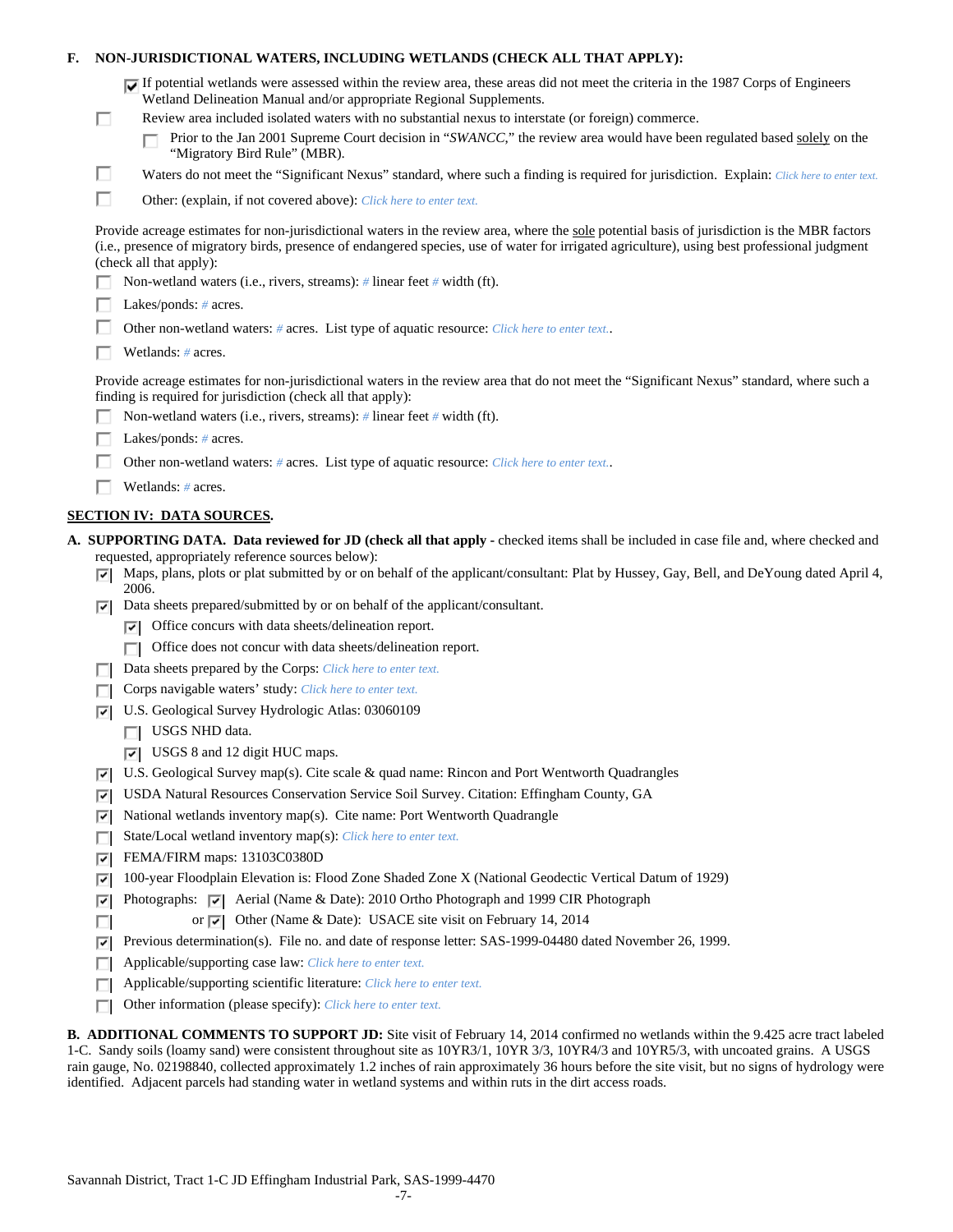**F. NON-JURISDICTIONAL WATERS, INCLUDING WETLANDS (CHECK ALL THAT APPLY):**

- [x] If potential wetlands were assessed within the review area, these areas did not meet the criteria in the 1987 Corps of Engineers Wetland Delineation Manual and/or appropriate Regional Supplements.
- [ ] Review area included isolated waters with no substantial nexus to interstate (or foreign) commerce.
  - [ ] Prior to the Jan 2001 Supreme Court decision in "*SWANCC,*" the review area would have been regulated based solely on the "Migratory Bird Rule" (MBR).
- [ ] Waters do not meet the "Significant Nexus" standard, where such a finding is required for jurisdiction. Explain: *Click here to enter text.*
- [ ] Other: (explain, if not covered above): *Click here to enter text.*

Provide acreage estimates for non-jurisdictional waters in the review area, where the sole potential basis of jurisdiction is the MBR factors (i.e., presence of migratory birds, presence of endangered species, use of water for irrigated agriculture), using best professional judgment (check all that apply):

- [ ] Non-wetland waters (i.e., rivers, streams): # linear feet # width (ft).
- [ ] Lakes/ponds: # acres.
- [ ] Other non-wetland waters: # acres. List type of aquatic resource: *Click here to enter text.*.
- [ ] Wetlands: # acres.

Provide acreage estimates for non-jurisdictional waters in the review area that do not meet the "Significant Nexus" standard, where such a finding is required for jurisdiction (check all that apply):

- [ ] Non-wetland waters (i.e., rivers, streams): # linear feet # width (ft).
- [ ] Lakes/ponds: # acres.
- [ ] Other non-wetland waters: # acres. List type of aquatic resource: *Click here to enter text.*.
- [ ] Wetlands: # acres.

## SECTION IV: DATA SOURCES.

**A. SUPPORTING DATA. Data reviewed for JD (check all that apply** - checked items shall be included in case file and, where checked and requested, appropriately reference sources below):

- [x] Maps, plans, plots or plat submitted by or on behalf of the applicant/consultant: Plat by Hussey, Gay, Bell, and DeYoung dated April 4, 2006.
- [x] Data sheets prepared/submitted by or on behalf of the applicant/consultant.
  - [x] Office concurs with data sheets/delineation report.
  - [ ] Office does not concur with data sheets/delineation report.
- [ ] Data sheets prepared by the Corps: *Click here to enter text.*
- [ ] Corps navigable waters' study: *Click here to enter text.*
- [x] U.S. Geological Survey Hydrologic Atlas: 03060109
  - [ ] USGS NHD data.
  - [x] USGS 8 and 12 digit HUC maps.
- [x] U.S. Geological Survey map(s). Cite scale & quad name: Rincon and Port Wentworth Quadrangles
- [x] USDA Natural Resources Conservation Service Soil Survey. Citation: Effingham County, GA
- [x] National wetlands inventory map(s). Cite name: Port Wentworth Quadrangle
- [ ] State/Local wetland inventory map(s): *Click here to enter text.*
- [x] FEMA/FIRM maps: 13103C0380D
- [x] 100-year Floodplain Elevation is: Flood Zone Shaded Zone X (National Geodectic Vertical Datum of 1929)
- [x] Photographs: [x] Aerial (Name & Date): 2010 Ortho Photograph and 1999 CIR Photograph
- [ ] or [x] Other (Name & Date): USACE site visit on February 14, 2014
- [x] Previous determination(s). File no. and date of response letter: SAS-1999-04480 dated November 26, 1999.
- [ ] Applicable/supporting case law: *Click here to enter text.*
- [ ] Applicable/supporting scientific literature: *Click here to enter text.*
- [ ] Other information (please specify): *Click here to enter text.*

**B. ADDITIONAL COMMENTS TO SUPPORT JD:** Site visit of February 14, 2014 confirmed no wetlands within the 9.425 acre tract labeled 1-C. Sandy soils (loamy sand) were consistent throughout site as 10YR3/1, 10YR 3/3, 10YR4/3 and 10YR5/3, with uncoated grains. A USGS rain gauge, No. 02198840, collected approximately 1.2 inches of rain approximately 36 hours before the site visit, but no signs of hydrology were identified. Adjacent parcels had standing water in wetland systems and within ruts in the dirt access roads.